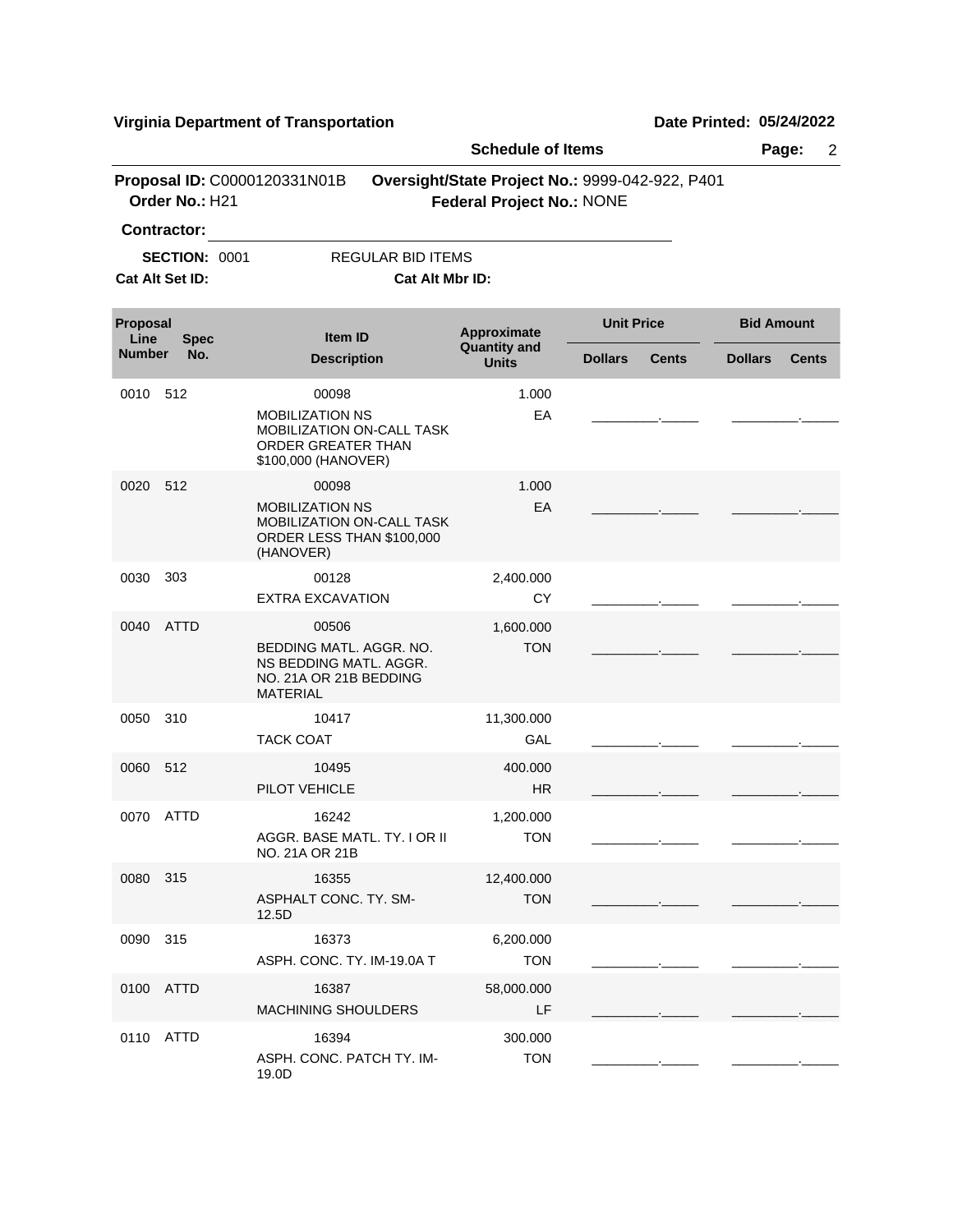**Virginia Department of Transportation** — **Date Printed: 05/24/2022**

**Schedule of Items**

**Proposal ID:** C0000120331N01B **Oversight/State Project No.:** 9999-042-922, P401
**Order No.:** H21 **Federal Project No.:** NONE

**Contractor:** ____________________

**SECTION:** 0001 REGULAR BID ITEMS

**Cat Alt Set ID:** **Cat Alt Mbr ID:**

| Proposal Line Number | Spec No. | Item ID / Description | Approximate Quantity and Units | Unit Price Dollars | Unit Price Cents | Bid Amount Dollars | Bid Amount Cents |
|---|---|---|---|---|---|---|---|
| 0010 | 512 | 00098 MOBILIZATION NS MOBILIZATION ON-CALL TASK ORDER GREATER THAN $100,000 (HANOVER) | 1.000 EA | | | | |
| 0020 | 512 | 00098 MOBILIZATION NS MOBILIZATION ON-CALL TASK ORDER LESS THAN $100,000 (HANOVER) | 1.000 EA | | | | |
| 0030 | 303 | 00128 EXTRA EXCAVATION | 2,400.000 CY | | | | |
| 0040 | ATTD | 00506 BEDDING MATL. AGGR. NO. NS BEDDING MATL. AGGR. NO. 21A OR 21B BEDDING MATERIAL | 1,600.000 TON | | | | |
| 0050 | 310 | 10417 TACK COAT | 11,300.000 GAL | | | | |
| 0060 | 512 | 10495 PILOT VEHICLE | 400.000 HR | | | | |
| 0070 | ATTD | 16242 AGGR. BASE MATL. TY. I OR II NO. 21A OR 21B | 1,200.000 TON | | | | |
| 0080 | 315 | 16355 ASPHALT CONC. TY. SM-12.5D | 12,400.000 TON | | | | |
| 0090 | 315 | 16373 ASPH. CONC. TY. IM-19.0A T | 6,200.000 TON | | | | |
| 0100 | ATTD | 16387 MACHINING SHOULDERS | 58,000.000 LF | | | | |
| 0110 | ATTD | 16394 ASPH. CONC. PATCH TY. IM-19.0D | 300.000 TON | | | | |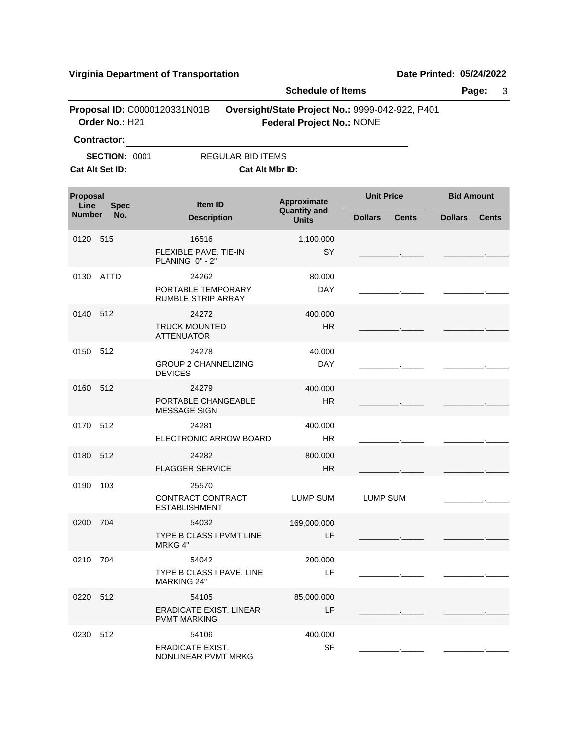**Virginia Department of Transportation** **Date Printed: 05/24/2022**

**Schedule of Items**

**Proposal ID:** C0000120331N01B **Oversight/State Project No.:** 9999-042-922, P401

**Order No.:** H21 **Federal Project No.:** NONE

**Contractor:** ______________________________

**SECTION:** 0001 REGULAR BID ITEMS

**Cat Alt Set ID:** **Cat Alt Mbr ID:**

| Proposal Line Number | Spec No. | Item ID / Description | Approximate Quantity and Units | Unit Price Dollars | Unit Price Cents | Bid Amount Dollars | Bid Amount Cents |
|---|---|---|---|---|---|---|---|
| 0120 | 515 | 16516 FLEXIBLE PAVE. TIE-IN PLANING 0" - 2" | 1,100.000 SY | | | | |
| 0130 | ATTD | 24262 PORTABLE TEMPORARY RUMBLE STRIP ARRAY | 80.000 DAY | | | | |
| 0140 | 512 | 24272 TRUCK MOUNTED ATTENUATOR | 400.000 HR | | | | |
| 0150 | 512 | 24278 GROUP 2 CHANNELIZING DEVICES | 40.000 DAY | | | | |
| 0160 | 512 | 24279 PORTABLE CHANGEABLE MESSAGE SIGN | 400.000 HR | | | | |
| 0170 | 512 | 24281 ELECTRONIC ARROW BOARD | 400.000 HR | | | | |
| 0180 | 512 | 24282 FLAGGER SERVICE | 800.000 HR | | | | |
| 0190 | 103 | 25570 CONTRACT CONTRACT ESTABLISHMENT | LUMP SUM | LUMP SUM | | | |
| 0200 | 704 | 54032 TYPE B CLASS I PVMT LINE MRKG 4" | 169,000.000 LF | | | | |
| 0210 | 704 | 54042 TYPE B CLASS I PAVE. LINE MARKING 24" | 200.000 LF | | | | |
| 0220 | 512 | 54105 ERADICATE EXIST. LINEAR PVMT MARKING | 85,000.000 LF | | | | |
| 0230 | 512 | 54106 ERADICATE EXIST. NONLINEAR PVMT MRKG | 400.000 SF | | | | |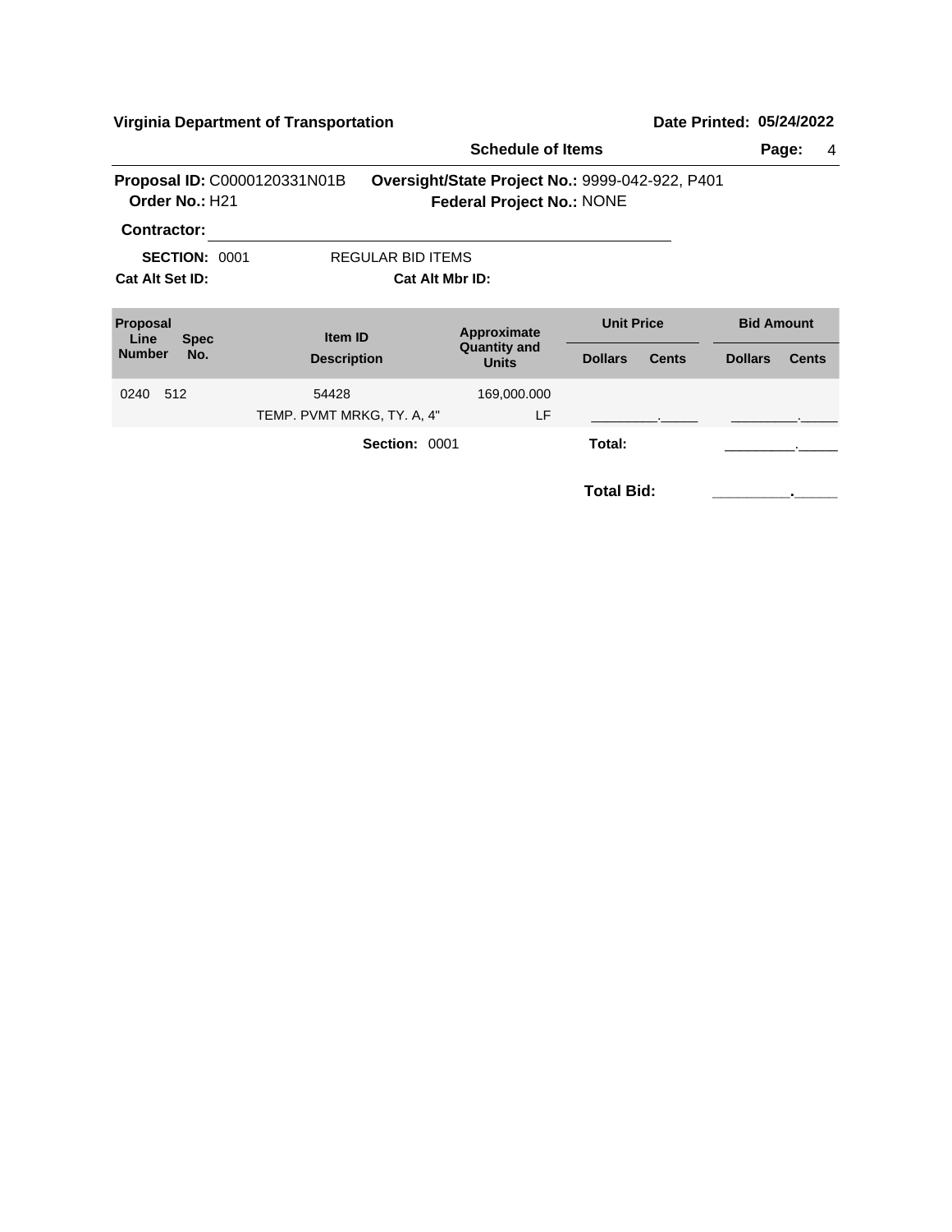**Virginia Department of Transportation** **Date Printed: 05/24/2022**

**Schedule of Items**

**Proposal ID:** C0000120331N01B **Oversight/State Project No.:** 9999-042-922, P401

**Order No.:** H21 **Federal Project No.:** NONE

**Contractor:** ______________________________

**SECTION:** 0001 REGULAR BID ITEMS

**Cat Alt Set ID:** **Cat Alt Mbr ID:**

| Proposal Line Number | Spec No. | Item ID / Description | Approximate Quantity and Units | Unit Price Dollars | Unit Price Cents | Bid Amount Dollars | Bid Amount Cents |
|---|---|---|---|---|---|---|---|
| 0240 | 512 | 54428<br>TEMP. PVMT MRKG, TY. A, 4" | 169,000.000<br>LF | _________ | _____ | _________ | _____ |
| | | **Section:** 0001 | | **Total:** | | _________ | _____ |
| | | | | **Total Bid:** | | _________ | _____ |